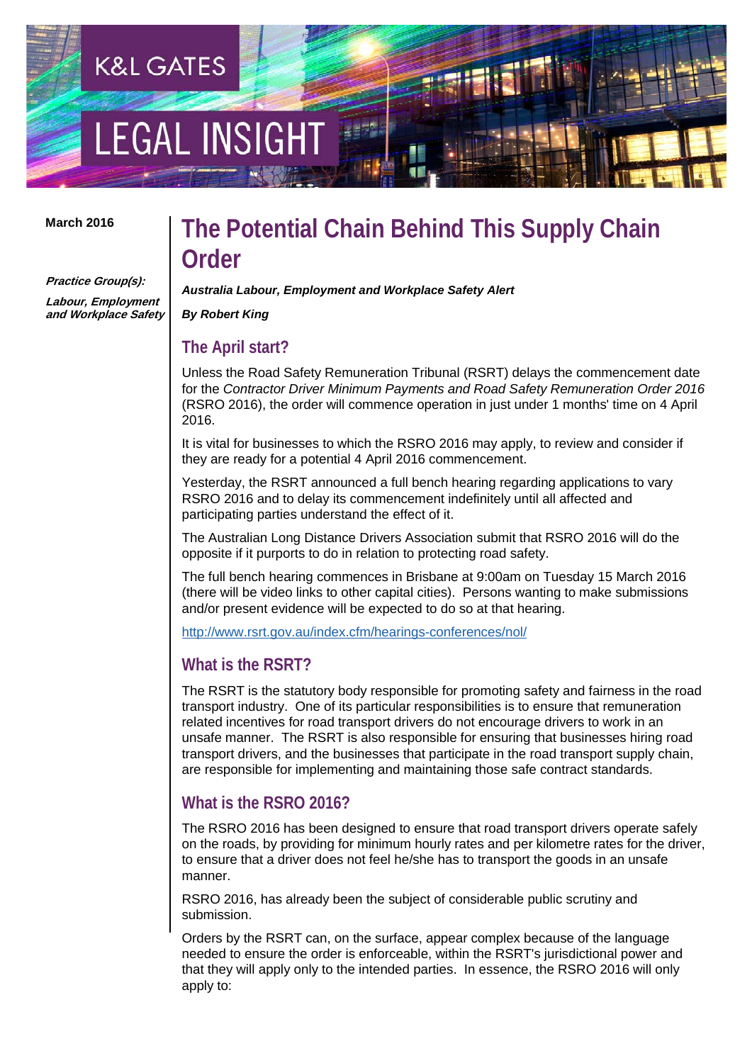March 2016

***Practice Group(s):***

***Labour, Employment and Workplace Safety***

# The Potential Chain Behind This Supply Chain Order

***Australia Labour, Employment and Workplace Safety Alert***

***By Robert King***

## The April start?

Unless the Road Safety Remuneration Tribunal (RSRT) delays the commencement date for the *Contractor Driver Minimum Payments and Road Safety Remuneration Order 2016* (RSRO 2016), the order will commence operation in just under 1 months' time on 4 April 2016.

It is vital for businesses to which the RSRO 2016 may apply, to review and consider if they are ready for a potential 4 April 2016 commencement.

Yesterday, the RSRT announced a full bench hearing regarding applications to vary RSRO 2016 and to delay its commencement indefinitely until all affected and participating parties understand the effect of it.

The Australian Long Distance Drivers Association submit that RSRO 2016 will do the opposite if it purports to do in relation to protecting road safety.

The full bench hearing commences in Brisbane at 9:00am on Tuesday 15 March 2016 (there will be video links to other capital cities). Persons wanting to make submissions and/or present evidence will be expected to do so at that hearing.

http://www.rsrt.gov.au/index.cfm/hearings-conferences/nol/

## What is the RSRT?

The RSRT is the statutory body responsible for promoting safety and fairness in the road transport industry. One of its particular responsibilities is to ensure that remuneration related incentives for road transport drivers do not encourage drivers to work in an unsafe manner. The RSRT is also responsible for ensuring that businesses hiring road transport drivers, and the businesses that participate in the road transport supply chain, are responsible for implementing and maintaining those safe contract standards.

## What is the RSRO 2016?

The RSRO 2016 has been designed to ensure that road transport drivers operate safely on the roads, by providing for minimum hourly rates and per kilometre rates for the driver, to ensure that a driver does not feel he/she has to transport the goods in an unsafe manner.

RSRO 2016, has already been the subject of considerable public scrutiny and submission.

Orders by the RSRT can, on the surface, appear complex because of the language needed to ensure the order is enforceable, within the RSRT's jurisdictional power and that they will apply only to the intended parties. In essence, the RSRO 2016 will only apply to: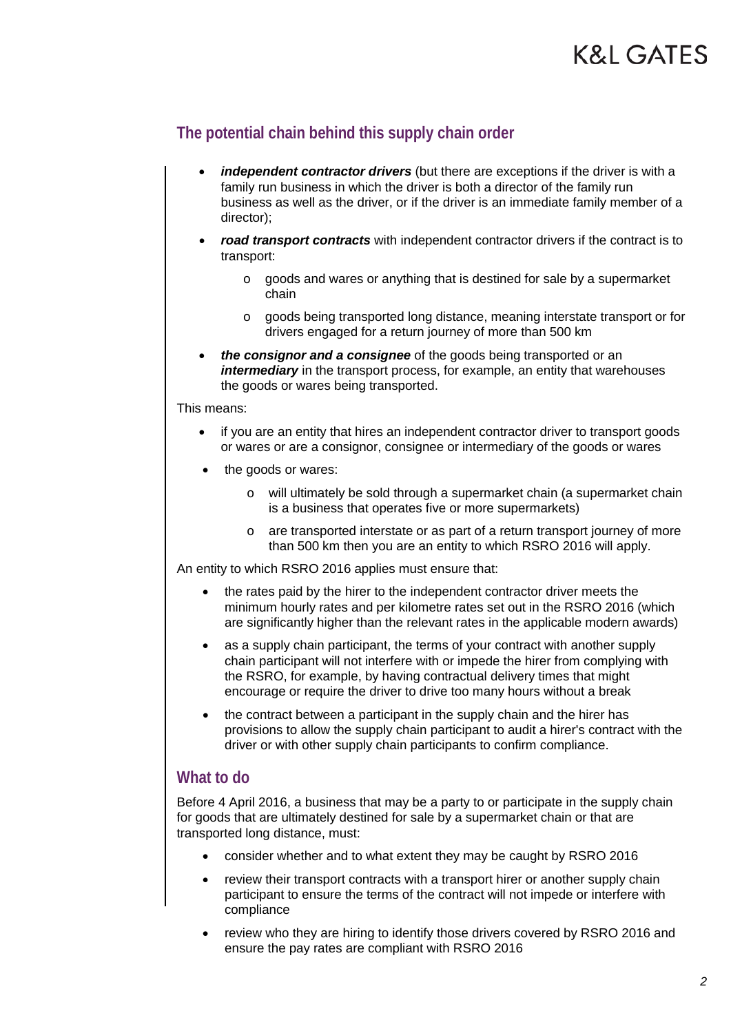## The potential chain behind this supply chain order

- ***independent contractor drivers*** (but there are exceptions if the driver is with a family run business in which the driver is both a director of the family run business as well as the driver, or if the driver is an immediate family member of a director);
- ***road transport contracts*** with independent contractor drivers if the contract is to transport:
  - goods and wares or anything that is destined for sale by a supermarket chain
  - goods being transported long distance, meaning interstate transport or for drivers engaged for a return journey of more than 500 km
- ***the consignor and a consignee*** of the goods being transported or an ***intermediary*** in the transport process, for example, an entity that warehouses the goods or wares being transported.

This means:

- if you are an entity that hires an independent contractor driver to transport goods or wares or are a consignor, consignee or intermediary of the goods or wares
- the goods or wares:
  - will ultimately be sold through a supermarket chain (a supermarket chain is a business that operates five or more supermarkets)
  - are transported interstate or as part of a return transport journey of more than 500 km then you are an entity to which RSRO 2016 will apply.

An entity to which RSRO 2016 applies must ensure that:

- the rates paid by the hirer to the independent contractor driver meets the minimum hourly rates and per kilometre rates set out in the RSRO 2016 (which are significantly higher than the relevant rates in the applicable modern awards)
- as a supply chain participant, the terms of your contract with another supply chain participant will not interfere with or impede the hirer from complying with the RSRO, for example, by having contractual delivery times that might encourage or require the driver to drive too many hours without a break
- the contract between a participant in the supply chain and the hirer has provisions to allow the supply chain participant to audit a hirer's contract with the driver or with other supply chain participants to confirm compliance.

## What to do

Before 4 April 2016, a business that may be a party to or participate in the supply chain for goods that are ultimately destined for sale by a supermarket chain or that are transported long distance, must:

- consider whether and to what extent they may be caught by RSRO 2016
- review their transport contracts with a transport hirer or another supply chain participant to ensure the terms of the contract will not impede or interfere with compliance
- review who they are hiring to identify those drivers covered by RSRO 2016 and ensure the pay rates are compliant with RSRO 2016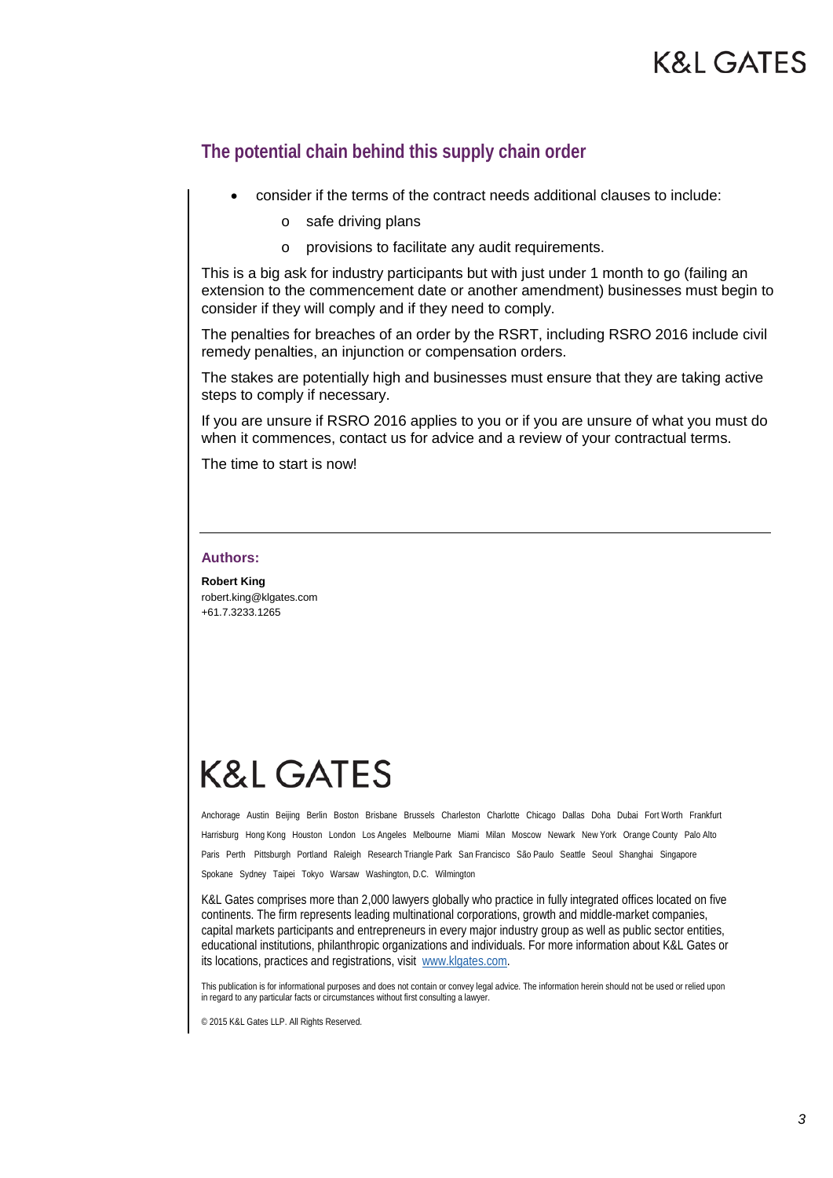## The potential chain behind this supply chain order

- consider if the terms of the contract needs additional clauses to include:
  - safe driving plans
  - provisions to facilitate any audit requirements.

This is a big ask for industry participants but with just under 1 month to go (failing an extension to the commencement date or another amendment) businesses must begin to consider if they will comply and if they need to comply.

The penalties for breaches of an order by the RSRT, including RSRO 2016 include civil remedy penalties, an injunction or compensation orders.

The stakes are potentially high and businesses must ensure that they are taking active steps to comply if necessary.

If you are unsure if RSRO 2016 applies to you or if you are unsure of what you must do when it commences, contact us for advice and a review of your contractual terms.

The time to start is now!

---

**Authors:**

**Robert King**
robert.king@klgates.com
+61.7.3233.1265

# K&L GATES

Anchorage Austin Beijing Berlin Boston Brisbane Brussels Charleston Charlotte Chicago Dallas Doha Dubai Fort Worth Frankfurt Harrisburg Hong Kong Houston London Los Angeles Melbourne Miami Milan Moscow Newark New York Orange County Palo Alto Paris Perth Pittsburgh Portland Raleigh Research Triangle Park San Francisco São Paulo Seattle Seoul Shanghai Singapore Spokane Sydney Taipei Tokyo Warsaw Washington, D.C. Wilmington

K&L Gates comprises more than 2,000 lawyers globally who practice in fully integrated offices located on five continents. The firm represents leading multinational corporations, growth and middle-market companies, capital markets participants and entrepreneurs in every major industry group as well as public sector entities, educational institutions, philanthropic organizations and individuals. For more information about K&L Gates or its locations, practices and registrations, visit www.klgates.com.

This publication is for informational purposes and does not contain or convey legal advice. The information herein should not be used or relied upon in regard to any particular facts or circumstances without first consulting a lawyer.

© 2015 K&L Gates LLP. All Rights Reserved.